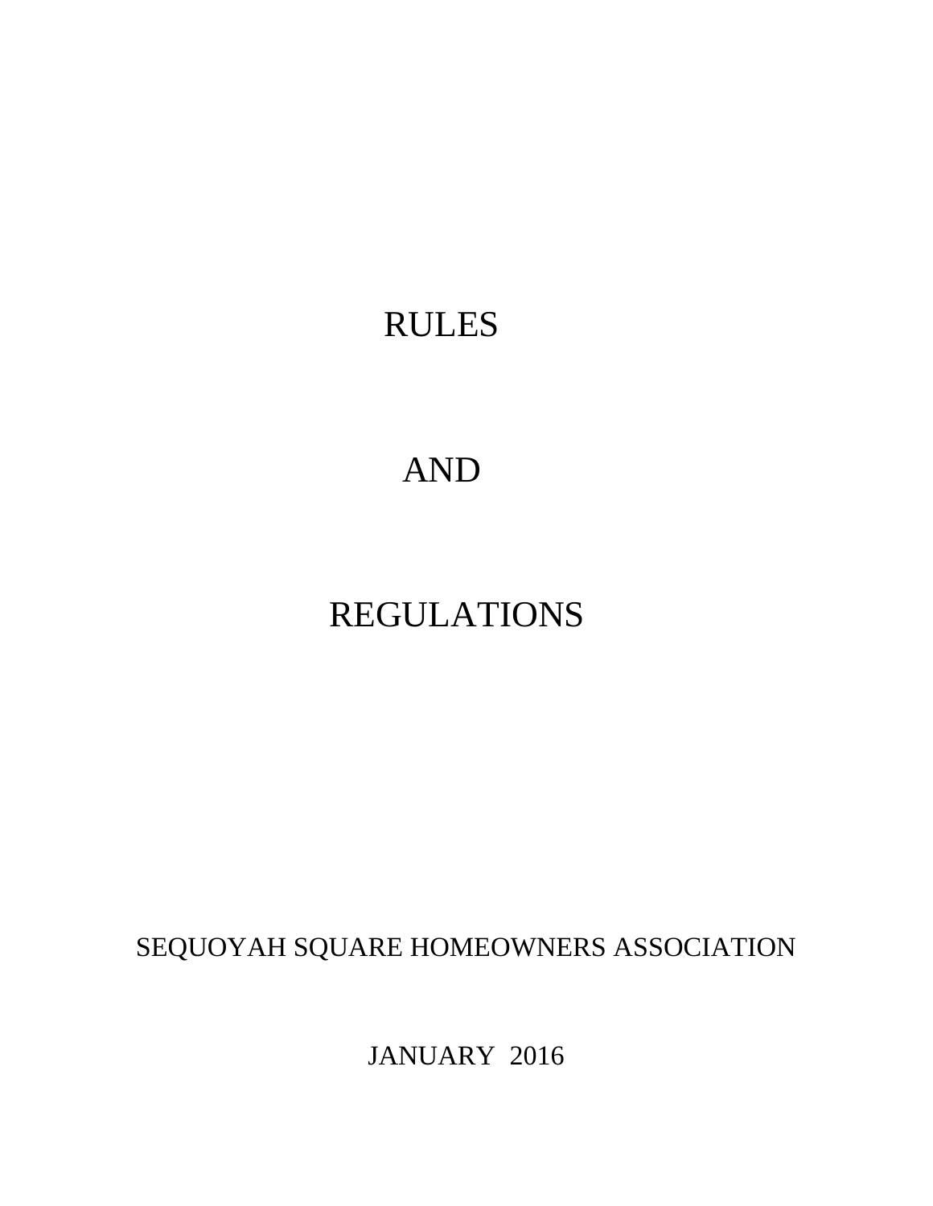# RULES

# AND

# REGULATIONS

SEQUOYAH SQUARE HOMEOWNERS ASSOCIATION

JANUARY 2016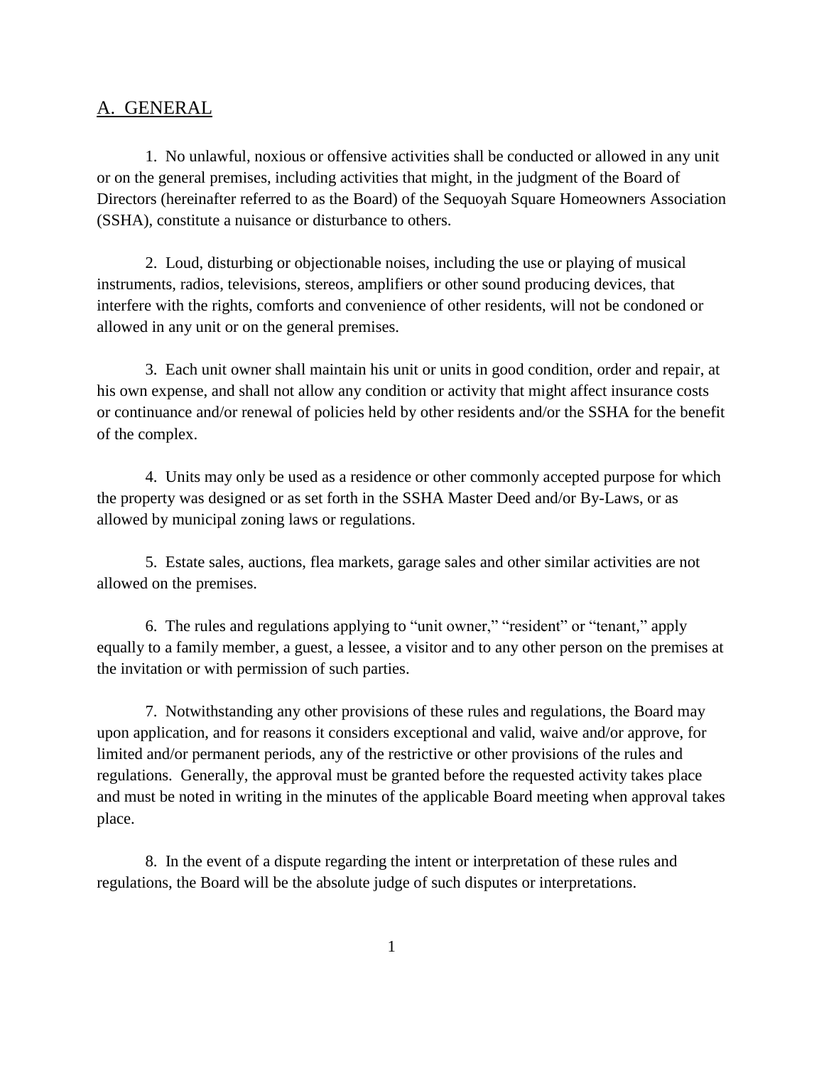## A. GENERAL

1. No unlawful, noxious or offensive activities shall be conducted or allowed in any unit or on the general premises, including activities that might, in the judgment of the Board of Directors (hereinafter referred to as the Board) of the Sequoyah Square Homeowners Association (SSHA), constitute a nuisance or disturbance to others.

2. Loud, disturbing or objectionable noises, including the use or playing of musical instruments, radios, televisions, stereos, amplifiers or other sound producing devices, that interfere with the rights, comforts and convenience of other residents, will not be condoned or allowed in any unit or on the general premises.

3. Each unit owner shall maintain his unit or units in good condition, order and repair, at his own expense, and shall not allow any condition or activity that might affect insurance costs or continuance and/or renewal of policies held by other residents and/or the SSHA for the benefit of the complex.

4. Units may only be used as a residence or other commonly accepted purpose for which the property was designed or as set forth in the SSHA Master Deed and/or By-Laws, or as allowed by municipal zoning laws or regulations.

5. Estate sales, auctions, flea markets, garage sales and other similar activities are not allowed on the premises.

6. The rules and regulations applying to "unit owner," "resident" or "tenant," apply equally to a family member, a guest, a lessee, a visitor and to any other person on the premises at the invitation or with permission of such parties.

7. Notwithstanding any other provisions of these rules and regulations, the Board may upon application, and for reasons it considers exceptional and valid, waive and/or approve, for limited and/or permanent periods, any of the restrictive or other provisions of the rules and regulations. Generally, the approval must be granted before the requested activity takes place and must be noted in writing in the minutes of the applicable Board meeting when approval takes place.

8. In the event of a dispute regarding the intent or interpretation of these rules and regulations, the Board will be the absolute judge of such disputes or interpretations.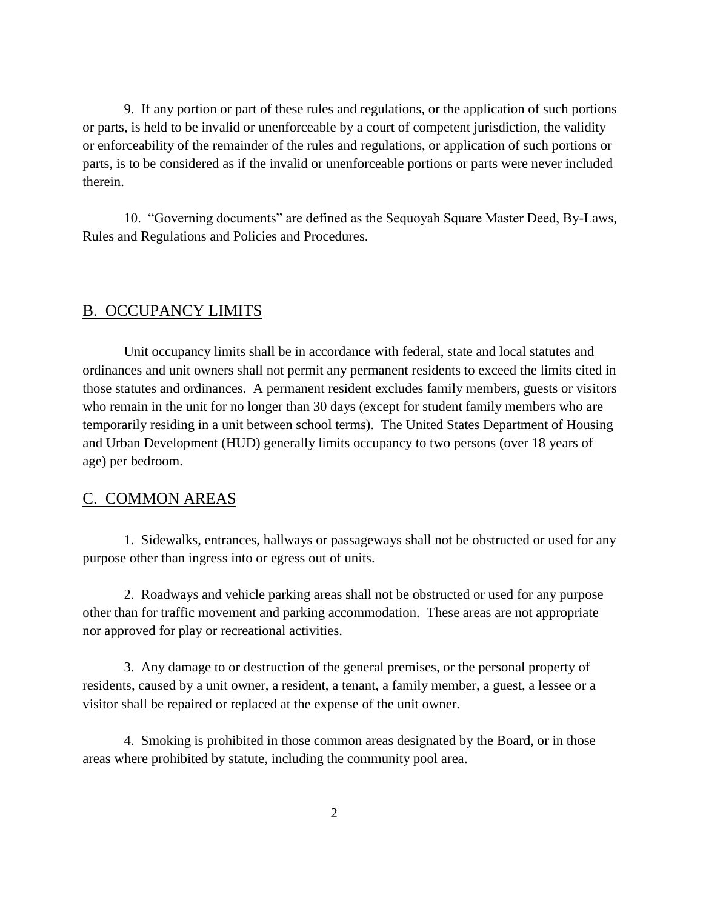9. If any portion or part of these rules and regulations, or the application of such portions or parts, is held to be invalid or unenforceable by a court of competent jurisdiction, the validity or enforceability of the remainder of the rules and regulations, or application of such portions or parts, is to be considered as if the invalid or unenforceable portions or parts were never included therein.

10. "Governing documents" are defined as the Sequoyah Square Master Deed, By-Laws, Rules and Regulations and Policies and Procedures.

## B. OCCUPANCY LIMITS

Unit occupancy limits shall be in accordance with federal, state and local statutes and ordinances and unit owners shall not permit any permanent residents to exceed the limits cited in those statutes and ordinances. A permanent resident excludes family members, guests or visitors who remain in the unit for no longer than 30 days (except for student family members who are temporarily residing in a unit between school terms). The United States Department of Housing and Urban Development (HUD) generally limits occupancy to two persons (over 18 years of age) per bedroom.

## C. COMMON AREAS

1. Sidewalks, entrances, hallways or passageways shall not be obstructed or used for any purpose other than ingress into or egress out of units.

2. Roadways and vehicle parking areas shall not be obstructed or used for any purpose other than for traffic movement and parking accommodation. These areas are not appropriate nor approved for play or recreational activities.

3. Any damage to or destruction of the general premises, or the personal property of residents, caused by a unit owner, a resident, a tenant, a family member, a guest, a lessee or a visitor shall be repaired or replaced at the expense of the unit owner.

4. Smoking is prohibited in those common areas designated by the Board, or in those areas where prohibited by statute, including the community pool area.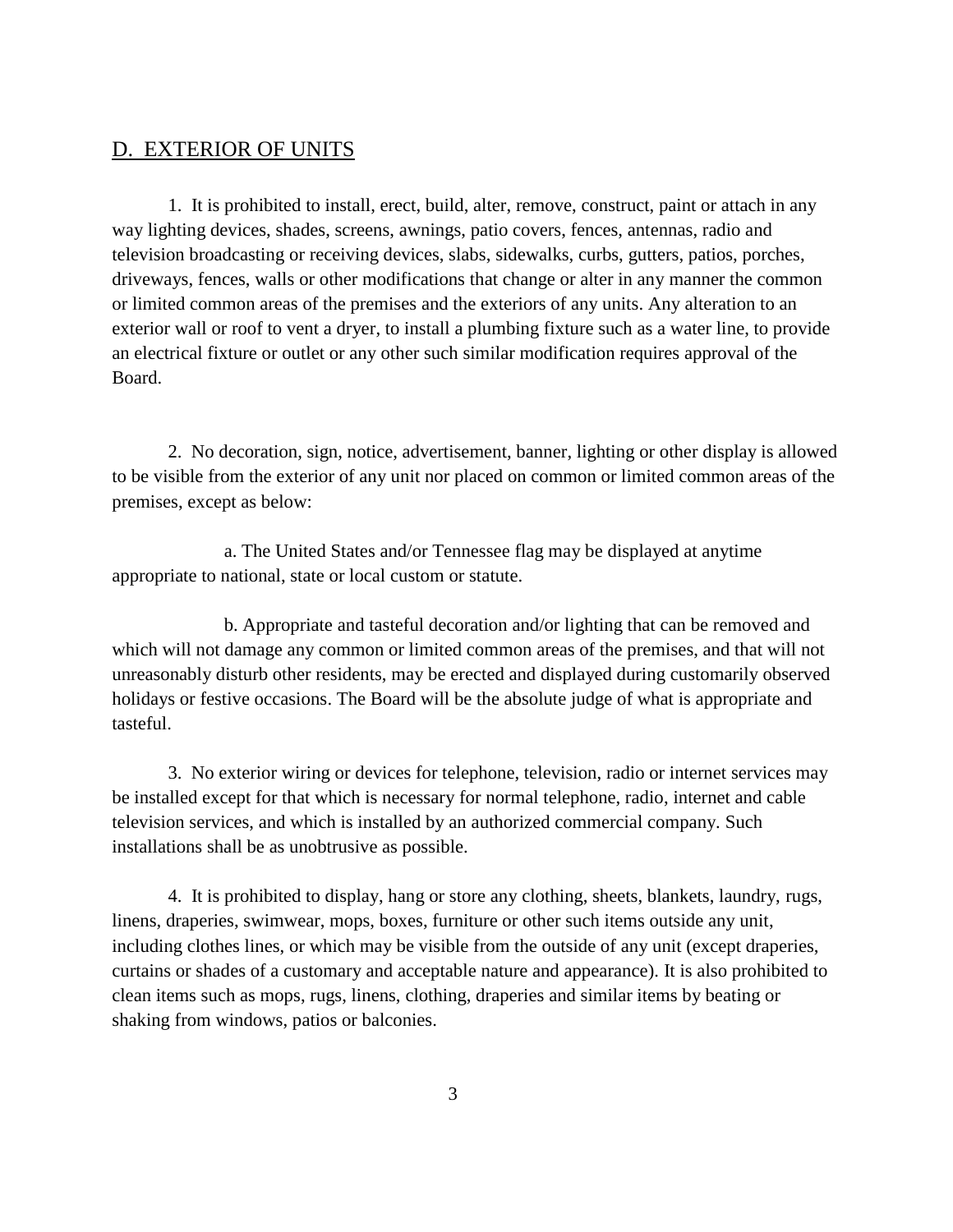## D. EXTERIOR OF UNITS

1. It is prohibited to install, erect, build, alter, remove, construct, paint or attach in any way lighting devices, shades, screens, awnings, patio covers, fences, antennas, radio and television broadcasting or receiving devices, slabs, sidewalks, curbs, gutters, patios, porches, driveways, fences, walls or other modifications that change or alter in any manner the common or limited common areas of the premises and the exteriors of any units. Any alteration to an exterior wall or roof to vent a dryer, to install a plumbing fixture such as a water line, to provide an electrical fixture or outlet or any other such similar modification requires approval of the Board.

2. No decoration, sign, notice, advertisement, banner, lighting or other display is allowed to be visible from the exterior of any unit nor placed on common or limited common areas of the premises, except as below:

a. The United States and/or Tennessee flag may be displayed at anytime appropriate to national, state or local custom or statute.

b. Appropriate and tasteful decoration and/or lighting that can be removed and which will not damage any common or limited common areas of the premises, and that will not unreasonably disturb other residents, may be erected and displayed during customarily observed holidays or festive occasions. The Board will be the absolute judge of what is appropriate and tasteful.

3. No exterior wiring or devices for telephone, television, radio or internet services may be installed except for that which is necessary for normal telephone, radio, internet and cable television services, and which is installed by an authorized commercial company. Such installations shall be as unobtrusive as possible.

4. It is prohibited to display, hang or store any clothing, sheets, blankets, laundry, rugs, linens, draperies, swimwear, mops, boxes, furniture or other such items outside any unit, including clothes lines, or which may be visible from the outside of any unit (except draperies, curtains or shades of a customary and acceptable nature and appearance). It is also prohibited to clean items such as mops, rugs, linens, clothing, draperies and similar items by beating or shaking from windows, patios or balconies.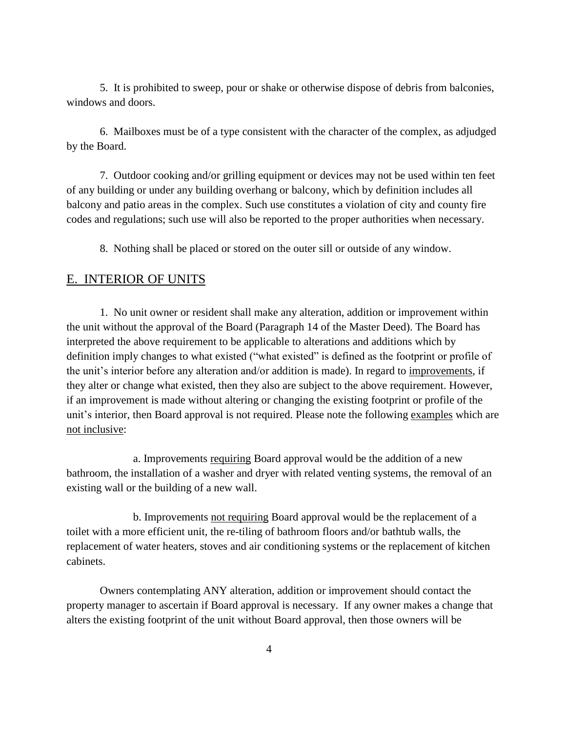5. It is prohibited to sweep, pour or shake or otherwise dispose of debris from balconies, windows and doors.

6. Mailboxes must be of a type consistent with the character of the complex, as adjudged by the Board.

7. Outdoor cooking and/or grilling equipment or devices may not be used within ten feet of any building or under any building overhang or balcony, which by definition includes all balcony and patio areas in the complex. Such use constitutes a violation of city and county fire codes and regulations; such use will also be reported to the proper authorities when necessary.

8. Nothing shall be placed or stored on the outer sill or outside of any window.

## E. INTERIOR OF UNITS

1. No unit owner or resident shall make any alteration, addition or improvement within the unit without the approval of the Board (Paragraph 14 of the Master Deed). The Board has interpreted the above requirement to be applicable to alterations and additions which by definition imply changes to what existed ("what existed" is defined as the footprint or profile of the unit's interior before any alteration and/or addition is made). In regard to <u>improvements</u>, if they alter or change what existed, then they also are subject to the above requirement. However, if an improvement is made without altering or changing the existing footprint or profile of the unit's interior, then Board approval is not required. Please note the following <u>examples</u> which are <u>not inclusive</u>:

a. Improvements <u>requiring</u> Board approval would be the addition of a new bathroom, the installation of a washer and dryer with related venting systems, the removal of an existing wall or the building of a new wall.

b. Improvements <u>not requiring</u> Board approval would be the replacement of a toilet with a more efficient unit, the re-tiling of bathroom floors and/or bathtub walls, the replacement of water heaters, stoves and air conditioning systems or the replacement of kitchen cabinets.

Owners contemplating ANY alteration, addition or improvement should contact the property manager to ascertain if Board approval is necessary. If any owner makes a change that alters the existing footprint of the unit without Board approval, then those owners will be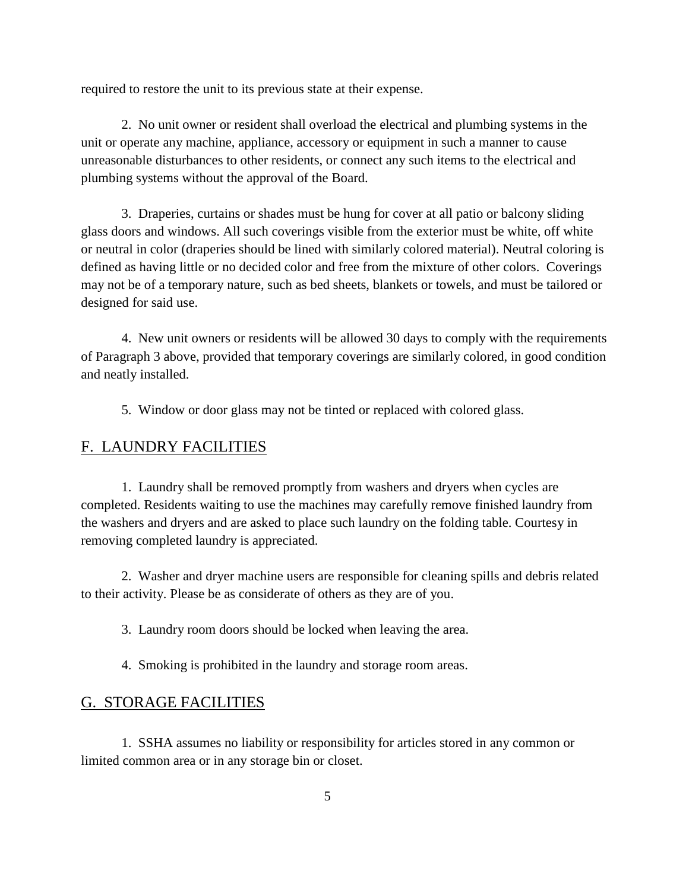required to restore the unit to its previous state at their expense.

2. No unit owner or resident shall overload the electrical and plumbing systems in the unit or operate any machine, appliance, accessory or equipment in such a manner to cause unreasonable disturbances to other residents, or connect any such items to the electrical and plumbing systems without the approval of the Board.

3. Draperies, curtains or shades must be hung for cover at all patio or balcony sliding glass doors and windows. All such coverings visible from the exterior must be white, off white or neutral in color (draperies should be lined with similarly colored material). Neutral coloring is defined as having little or no decided color and free from the mixture of other colors. Coverings may not be of a temporary nature, such as bed sheets, blankets or towels, and must be tailored or designed for said use.

4. New unit owners or residents will be allowed 30 days to comply with the requirements of Paragraph 3 above, provided that temporary coverings are similarly colored, in good condition and neatly installed.

5. Window or door glass may not be tinted or replaced with colored glass.

## F. LAUNDRY FACILITIES

1. Laundry shall be removed promptly from washers and dryers when cycles are completed. Residents waiting to use the machines may carefully remove finished laundry from the washers and dryers and are asked to place such laundry on the folding table. Courtesy in removing completed laundry is appreciated.

2. Washer and dryer machine users are responsible for cleaning spills and debris related to their activity. Please be as considerate of others as they are of you.

3. Laundry room doors should be locked when leaving the area.

4. Smoking is prohibited in the laundry and storage room areas.

## G. STORAGE FACILITIES

1. SSHA assumes no liability or responsibility for articles stored in any common or limited common area or in any storage bin or closet.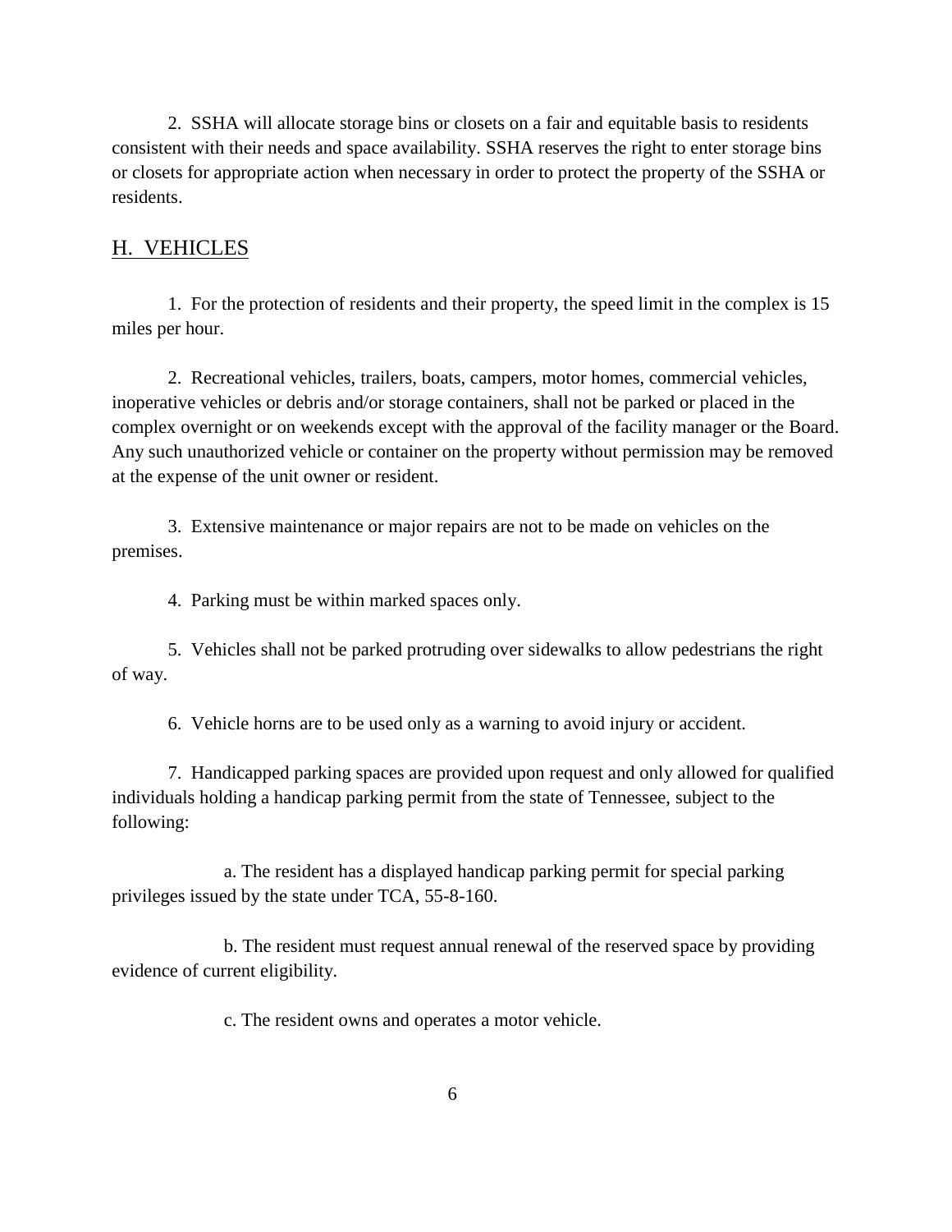2. SSHA will allocate storage bins or closets on a fair and equitable basis to residents consistent with their needs and space availability. SSHA reserves the right to enter storage bins or closets for appropriate action when necessary in order to protect the property of the SSHA or residents.

## H. VEHICLES

1. For the protection of residents and their property, the speed limit in the complex is 15 miles per hour.

2. Recreational vehicles, trailers, boats, campers, motor homes, commercial vehicles, inoperative vehicles or debris and/or storage containers, shall not be parked or placed in the complex overnight or on weekends except with the approval of the facility manager or the Board. Any such unauthorized vehicle or container on the property without permission may be removed at the expense of the unit owner or resident.

3. Extensive maintenance or major repairs are not to be made on vehicles on the premises.

4. Parking must be within marked spaces only.

5. Vehicles shall not be parked protruding over sidewalks to allow pedestrians the right of way.

6. Vehicle horns are to be used only as a warning to avoid injury or accident.

7. Handicapped parking spaces are provided upon request and only allowed for qualified individuals holding a handicap parking permit from the state of Tennessee, subject to the following:

a. The resident has a displayed handicap parking permit for special parking privileges issued by the state under TCA, 55-8-160.

b. The resident must request annual renewal of the reserved space by providing evidence of current eligibility.

c. The resident owns and operates a motor vehicle.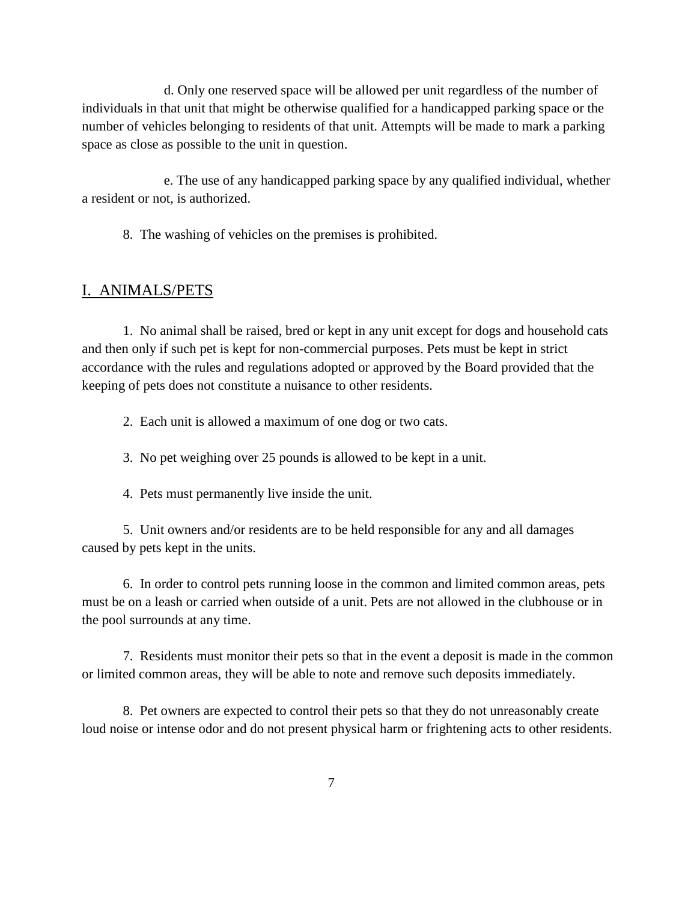d. Only one reserved space will be allowed per unit regardless of the number of individuals in that unit that might be otherwise qualified for a handicapped parking space or the number of vehicles belonging to residents of that unit. Attempts will be made to mark a parking space as close as possible to the unit in question.

e. The use of any handicapped parking space by any qualified individual, whether a resident or not, is authorized.

8. The washing of vehicles on the premises is prohibited.

## I. ANIMALS/PETS

1. No animal shall be raised, bred or kept in any unit except for dogs and household cats and then only if such pet is kept for non-commercial purposes. Pets must be kept in strict accordance with the rules and regulations adopted or approved by the Board provided that the keeping of pets does not constitute a nuisance to other residents.

2. Each unit is allowed a maximum of one dog or two cats.

3. No pet weighing over 25 pounds is allowed to be kept in a unit.

4. Pets must permanently live inside the unit.

5. Unit owners and/or residents are to be held responsible for any and all damages caused by pets kept in the units.

6. In order to control pets running loose in the common and limited common areas, pets must be on a leash or carried when outside of a unit. Pets are not allowed in the clubhouse or in the pool surrounds at any time.

7. Residents must monitor their pets so that in the event a deposit is made in the common or limited common areas, they will be able to note and remove such deposits immediately.

8. Pet owners are expected to control their pets so that they do not unreasonably create loud noise or intense odor and do not present physical harm or frightening acts to other residents.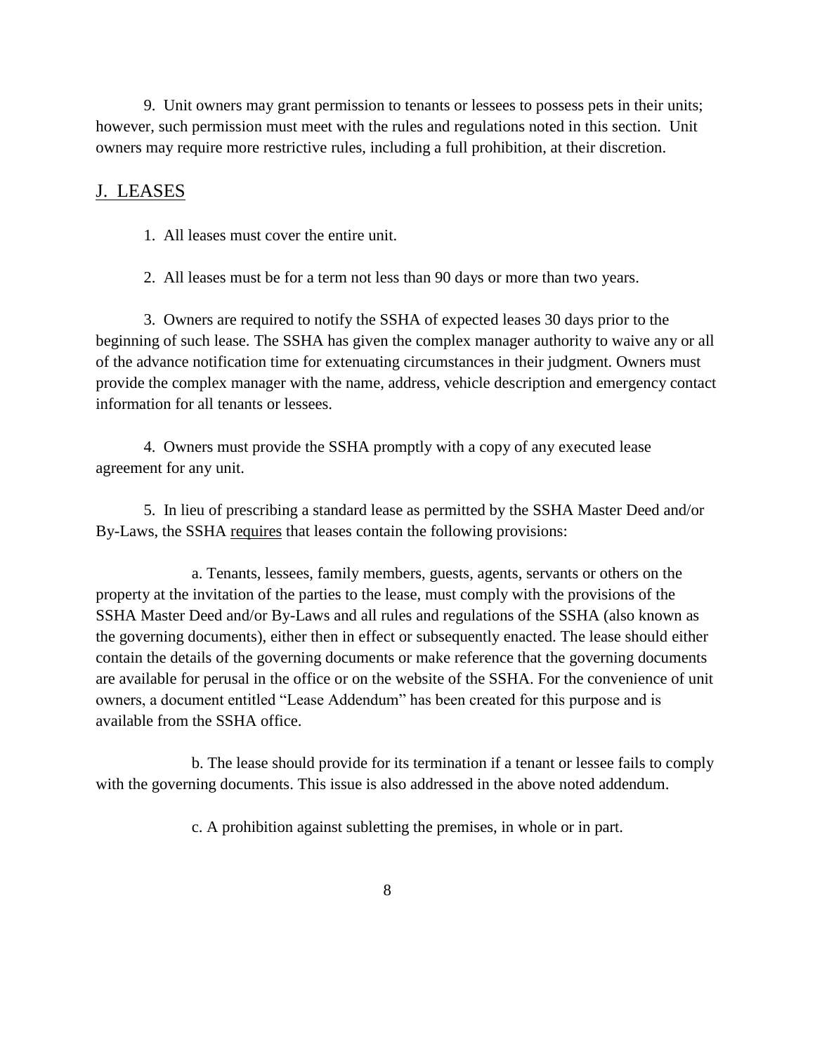9. Unit owners may grant permission to tenants or lessees to possess pets in their units; however, such permission must meet with the rules and regulations noted in this section. Unit owners may require more restrictive rules, including a full prohibition, at their discretion.

## J. LEASES

1. All leases must cover the entire unit.

2. All leases must be for a term not less than 90 days or more than two years.

3. Owners are required to notify the SSHA of expected leases 30 days prior to the beginning of such lease. The SSHA has given the complex manager authority to waive any or all of the advance notification time for extenuating circumstances in their judgment. Owners must provide the complex manager with the name, address, vehicle description and emergency contact information for all tenants or lessees.

4. Owners must provide the SSHA promptly with a copy of any executed lease agreement for any unit.

5. In lieu of prescribing a standard lease as permitted by the SSHA Master Deed and/or By-Laws, the SSHA <u>requires</u> that leases contain the following provisions:

a. Tenants, lessees, family members, guests, agents, servants or others on the property at the invitation of the parties to the lease, must comply with the provisions of the SSHA Master Deed and/or By-Laws and all rules and regulations of the SSHA (also known as the governing documents), either then in effect or subsequently enacted. The lease should either contain the details of the governing documents or make reference that the governing documents are available for perusal in the office or on the website of the SSHA. For the convenience of unit owners, a document entitled “Lease Addendum” has been created for this purpose and is available from the SSHA office.

b. The lease should provide for its termination if a tenant or lessee fails to comply with the governing documents. This issue is also addressed in the above noted addendum.

c. A prohibition against subletting the premises, in whole or in part.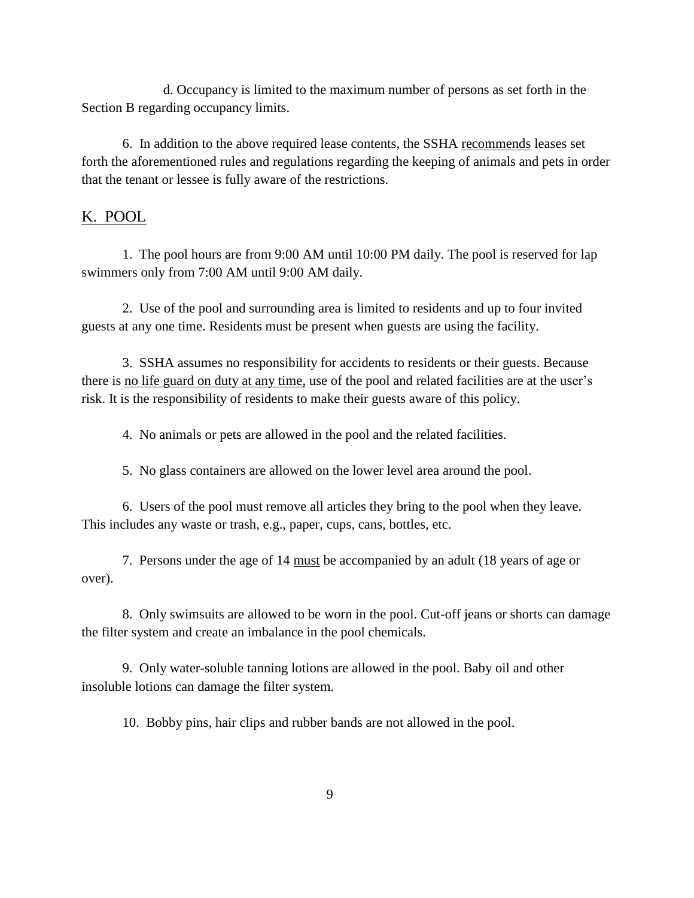d. Occupancy is limited to the maximum number of persons as set forth in the Section B regarding occupancy limits.

6. In addition to the above required lease contents, the SSHA recommends leases set forth the aforementioned rules and regulations regarding the keeping of animals and pets in order that the tenant or lessee is fully aware of the restrictions.

## K. POOL

1. The pool hours are from 9:00 AM until 10:00 PM daily. The pool is reserved for lap swimmers only from 7:00 AM until 9:00 AM daily.

2. Use of the pool and surrounding area is limited to residents and up to four invited guests at any one time. Residents must be present when guests are using the facility.

3. SSHA assumes no responsibility for accidents to residents or their guests. Because there is no life guard on duty at any time, use of the pool and related facilities are at the user's risk. It is the responsibility of residents to make their guests aware of this policy.

4. No animals or pets are allowed in the pool and the related facilities.

5. No glass containers are allowed on the lower level area around the pool.

6. Users of the pool must remove all articles they bring to the pool when they leave. This includes any waste or trash, e.g., paper, cups, cans, bottles, etc.

7. Persons under the age of 14 must be accompanied by an adult (18 years of age or over).

8. Only swimsuits are allowed to be worn in the pool. Cut-off jeans or shorts can damage the filter system and create an imbalance in the pool chemicals.

9. Only water-soluble tanning lotions are allowed in the pool. Baby oil and other insoluble lotions can damage the filter system.

10. Bobby pins, hair clips and rubber bands are not allowed in the pool.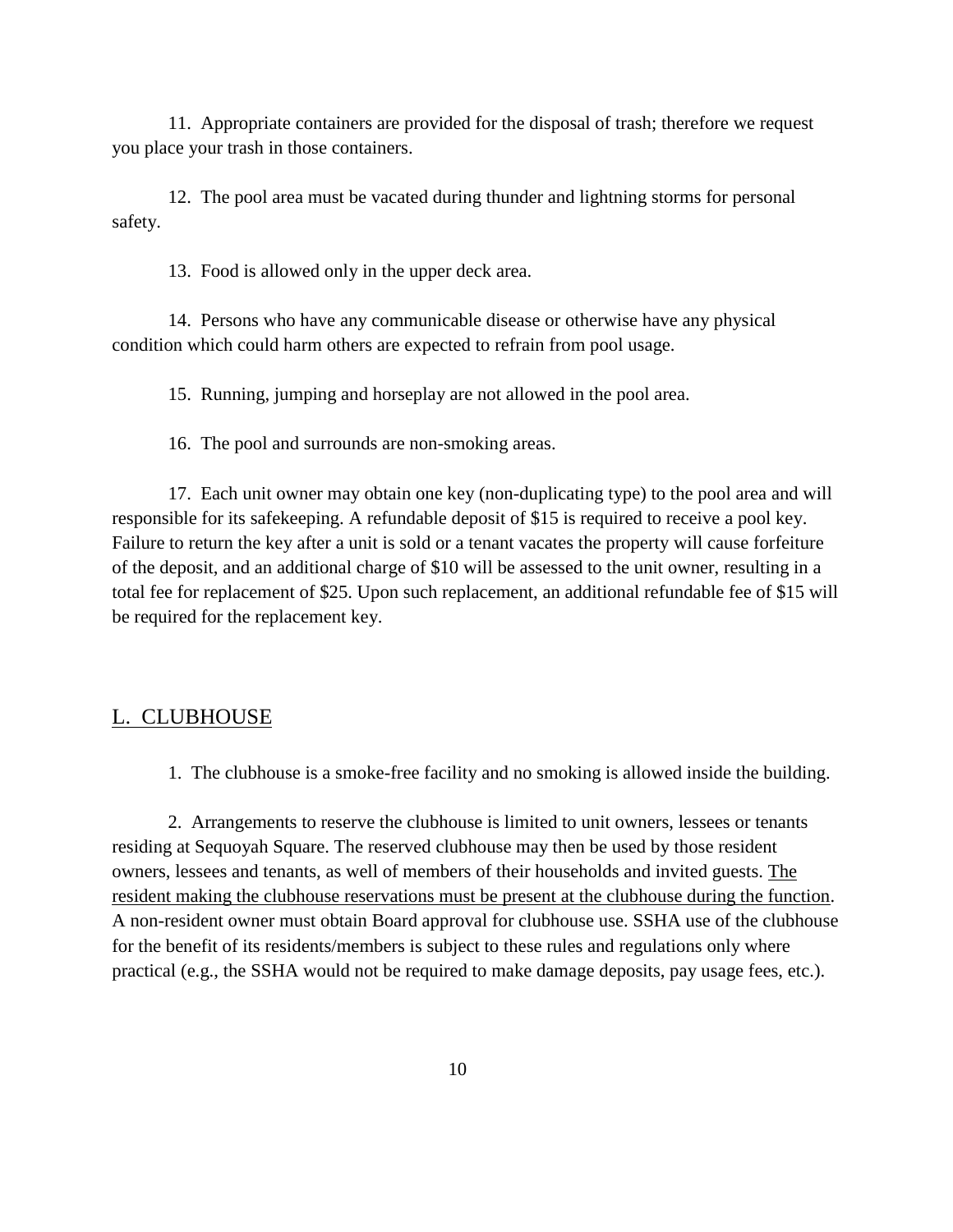11. Appropriate containers are provided for the disposal of trash; therefore we request you place your trash in those containers.

12. The pool area must be vacated during thunder and lightning storms for personal safety.

13. Food is allowed only in the upper deck area.

14. Persons who have any communicable disease or otherwise have any physical condition which could harm others are expected to refrain from pool usage.

15. Running, jumping and horseplay are not allowed in the pool area.

16. The pool and surrounds are non-smoking areas.

17. Each unit owner may obtain one key (non-duplicating type) to the pool area and will responsible for its safekeeping. A refundable deposit of $15 is required to receive a pool key. Failure to return the key after a unit is sold or a tenant vacates the property will cause forfeiture of the deposit, and an additional charge of $10 will be assessed to the unit owner, resulting in a total fee for replacement of $25. Upon such replacement, an additional refundable fee of $15 will be required for the replacement key.

## L. CLUBHOUSE

1. The clubhouse is a smoke-free facility and no smoking is allowed inside the building.

2. Arrangements to reserve the clubhouse is limited to unit owners, lessees or tenants residing at Sequoyah Square. The reserved clubhouse may then be used by those resident owners, lessees and tenants, as well of members of their households and invited guests. <u>The resident making the clubhouse reservations must be present at the clubhouse during the function</u>. A non-resident owner must obtain Board approval for clubhouse use. SSHA use of the clubhouse for the benefit of its residents/members is subject to these rules and regulations only where practical (e.g., the SSHA would not be required to make damage deposits, pay usage fees, etc.).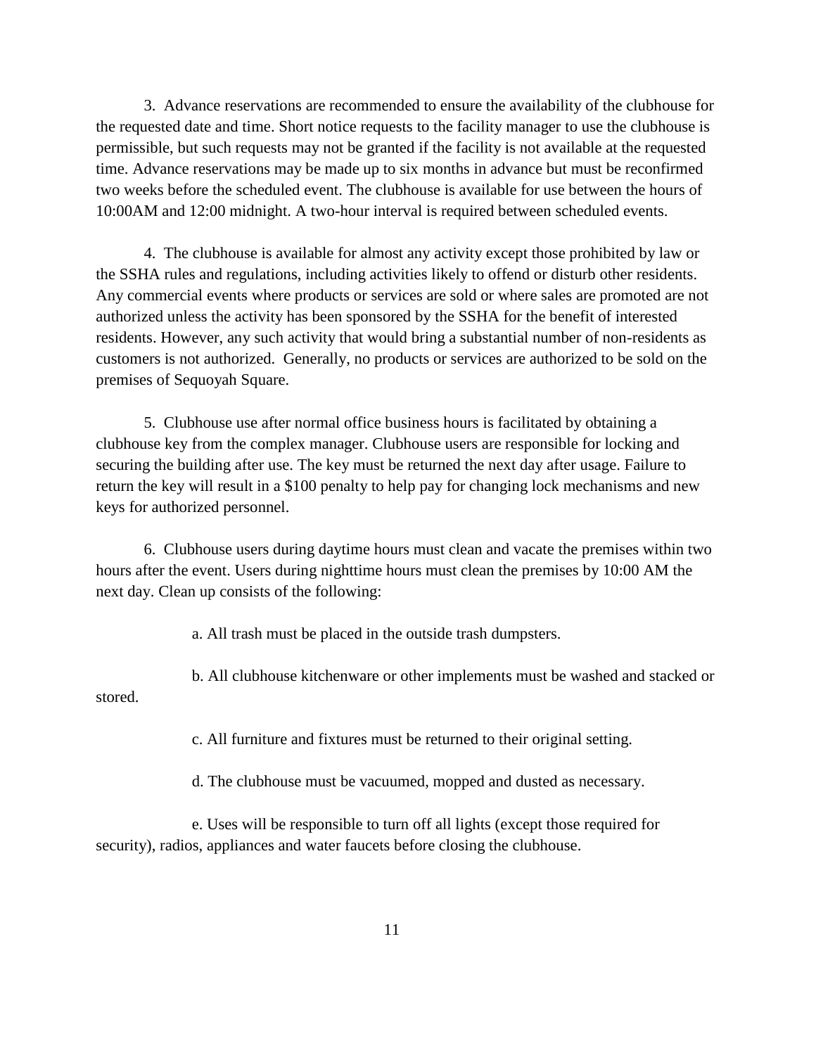3. Advance reservations are recommended to ensure the availability of the clubhouse for the requested date and time. Short notice requests to the facility manager to use the clubhouse is permissible, but such requests may not be granted if the facility is not available at the requested time. Advance reservations may be made up to six months in advance but must be reconfirmed two weeks before the scheduled event. The clubhouse is available for use between the hours of 10:00AM and 12:00 midnight. A two-hour interval is required between scheduled events.

4. The clubhouse is available for almost any activity except those prohibited by law or the SSHA rules and regulations, including activities likely to offend or disturb other residents. Any commercial events where products or services are sold or where sales are promoted are not authorized unless the activity has been sponsored by the SSHA for the benefit of interested residents. However, any such activity that would bring a substantial number of non-residents as customers is not authorized. Generally, no products or services are authorized to be sold on the premises of Sequoyah Square.

5. Clubhouse use after normal office business hours is facilitated by obtaining a clubhouse key from the complex manager. Clubhouse users are responsible for locking and securing the building after use. The key must be returned the next day after usage. Failure to return the key will result in a $100 penalty to help pay for changing lock mechanisms and new keys for authorized personnel.

6. Clubhouse users during daytime hours must clean and vacate the premises within two hours after the event. Users during nighttime hours must clean the premises by 10:00 AM the next day. Clean up consists of the following:

a. All trash must be placed in the outside trash dumpsters.

b. All clubhouse kitchenware or other implements must be washed and stacked or stored.

c. All furniture and fixtures must be returned to their original setting.

d. The clubhouse must be vacuumed, mopped and dusted as necessary.

e. Uses will be responsible to turn off all lights (except those required for security), radios, appliances and water faucets before closing the clubhouse.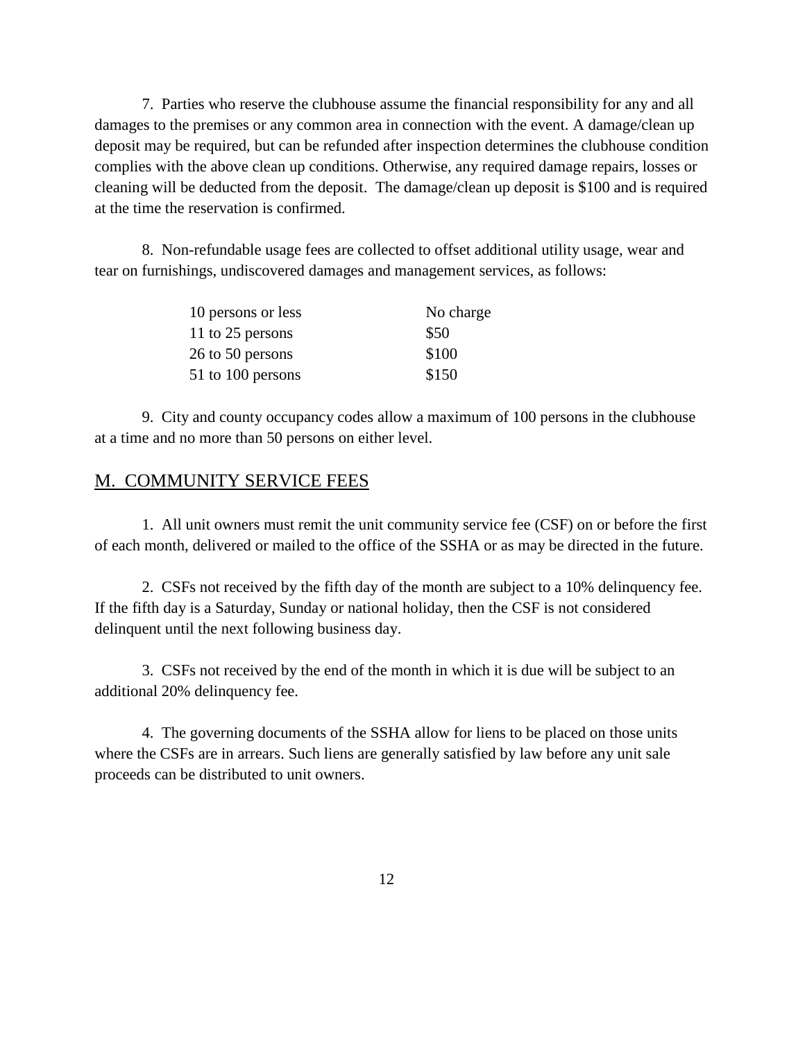7. Parties who reserve the clubhouse assume the financial responsibility for any and all damages to the premises or any common area in connection with the event. A damage/clean up deposit may be required, but can be refunded after inspection determines the clubhouse condition complies with the above clean up conditions. Otherwise, any required damage repairs, losses or cleaning will be deducted from the deposit. The damage/clean up deposit is $100 and is required at the time the reservation is confirmed.

8. Non-refundable usage fees are collected to offset additional utility usage, wear and tear on furnishings, undiscovered damages and management services, as follows:

| | |
|---|---|
| 10 persons or less | No charge |
| 11 to 25 persons | $50 |
| 26 to 50 persons | $100 |
| 51 to 100 persons | $150 |

9. City and county occupancy codes allow a maximum of 100 persons in the clubhouse at a time and no more than 50 persons on either level.

## M. COMMUNITY SERVICE FEES

1. All unit owners must remit the unit community service fee (CSF) on or before the first of each month, delivered or mailed to the office of the SSHA or as may be directed in the future.

2. CSFs not received by the fifth day of the month are subject to a 10% delinquency fee. If the fifth day is a Saturday, Sunday or national holiday, then the CSF is not considered delinquent until the next following business day.

3. CSFs not received by the end of the month in which it is due will be subject to an additional 20% delinquency fee.

4. The governing documents of the SSHA allow for liens to be placed on those units where the CSFs are in arrears. Such liens are generally satisfied by law before any unit sale proceeds can be distributed to unit owners.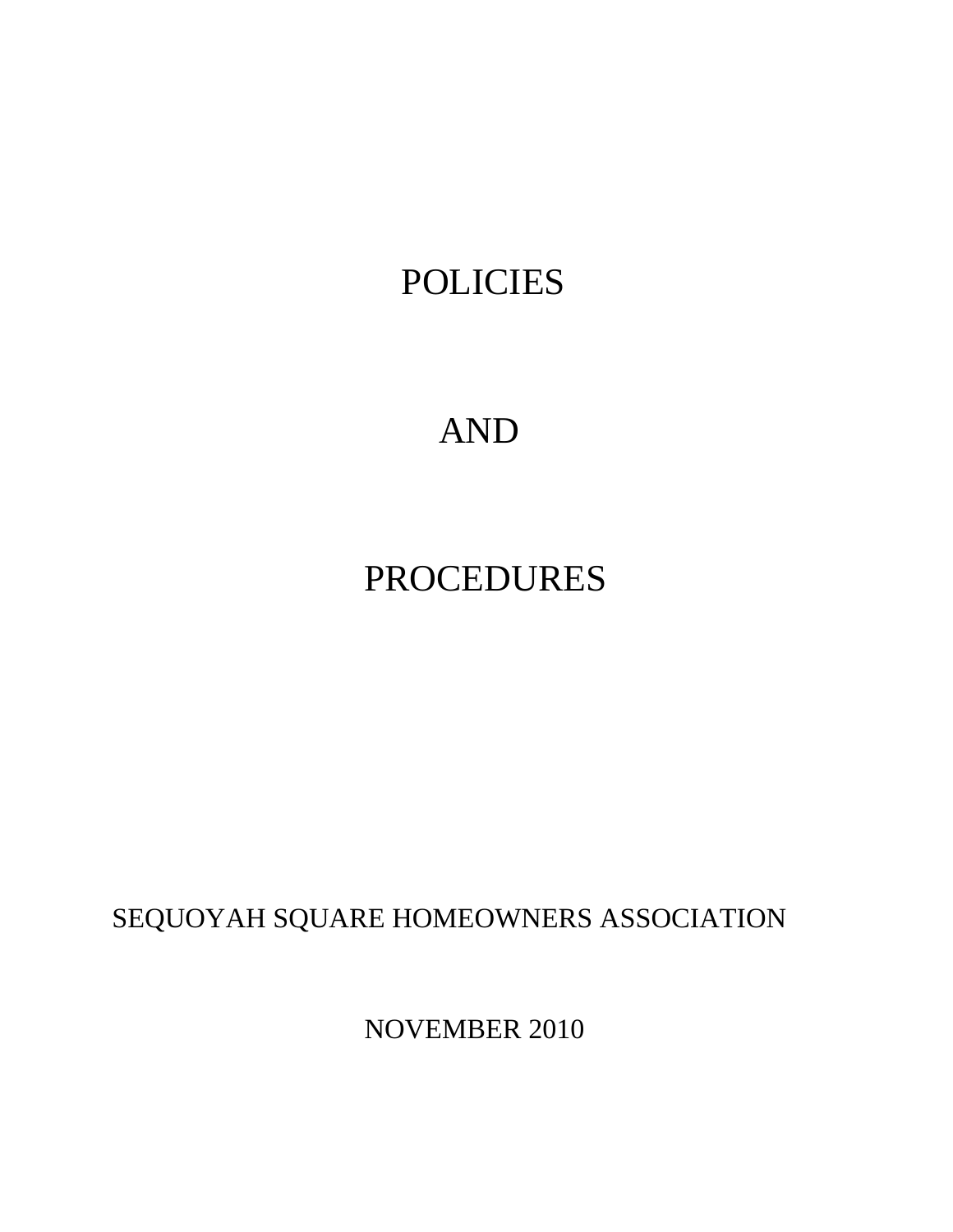# POLICIES

# AND

# PROCEDURES

SEQUOYAH SQUARE HOMEOWNERS ASSOCIATION

NOVEMBER 2010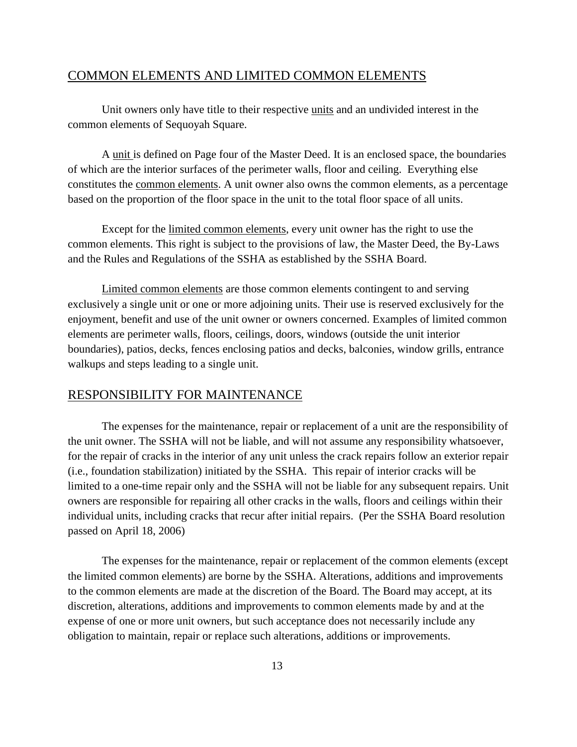## COMMON ELEMENTS AND LIMITED COMMON ELEMENTS

Unit owners only have title to their respective units and an undivided interest in the common elements of Sequoyah Square.

A unit is defined on Page four of the Master Deed. It is an enclosed space, the boundaries of which are the interior surfaces of the perimeter walls, floor and ceiling. Everything else constitutes the common elements. A unit owner also owns the common elements, as a percentage based on the proportion of the floor space in the unit to the total floor space of all units.

Except for the limited common elements, every unit owner has the right to use the common elements. This right is subject to the provisions of law, the Master Deed, the By-Laws and the Rules and Regulations of the SSHA as established by the SSHA Board.

Limited common elements are those common elements contingent to and serving exclusively a single unit or one or more adjoining units. Their use is reserved exclusively for the enjoyment, benefit and use of the unit owner or owners concerned. Examples of limited common elements are perimeter walls, floors, ceilings, doors, windows (outside the unit interior boundaries), patios, decks, fences enclosing patios and decks, balconies, window grills, entrance walkups and steps leading to a single unit.

## RESPONSIBILITY FOR MAINTENANCE

The expenses for the maintenance, repair or replacement of a unit are the responsibility of the unit owner. The SSHA will not be liable, and will not assume any responsibility whatsoever, for the repair of cracks in the interior of any unit unless the crack repairs follow an exterior repair (i.e., foundation stabilization) initiated by the SSHA. This repair of interior cracks will be limited to a one-time repair only and the SSHA will not be liable for any subsequent repairs. Unit owners are responsible for repairing all other cracks in the walls, floors and ceilings within their individual units, including cracks that recur after initial repairs. (Per the SSHA Board resolution passed on April 18, 2006)

The expenses for the maintenance, repair or replacement of the common elements (except the limited common elements) are borne by the SSHA. Alterations, additions and improvements to the common elements are made at the discretion of the Board. The Board may accept, at its discretion, alterations, additions and improvements to common elements made by and at the expense of one or more unit owners, but such acceptance does not necessarily include any obligation to maintain, repair or replace such alterations, additions or improvements.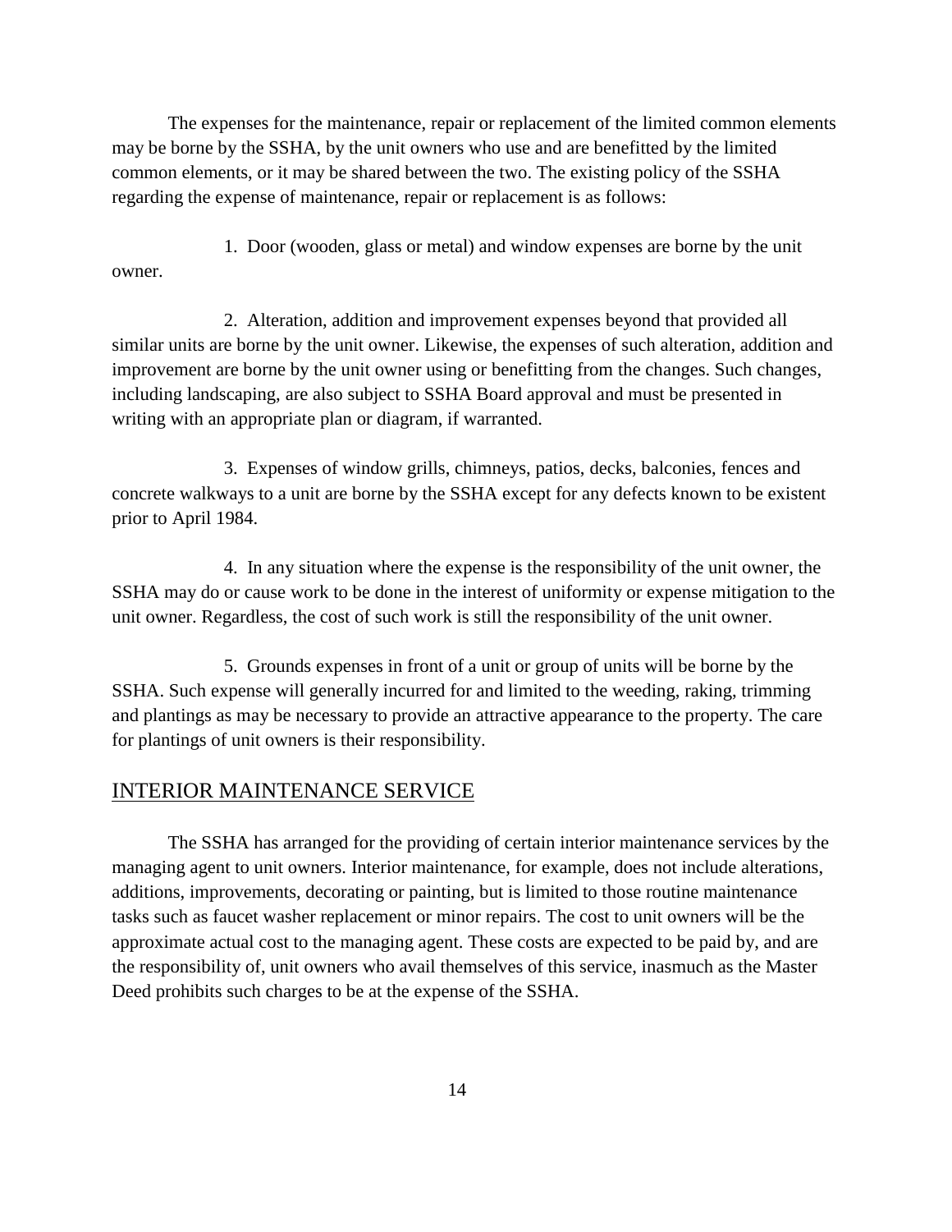The expenses for the maintenance, repair or replacement of the limited common elements may be borne by the SSHA, by the unit owners who use and are benefitted by the limited common elements, or it may be shared between the two. The existing policy of the SSHA regarding the expense of maintenance, repair or replacement is as follows:

1. Door (wooden, glass or metal) and window expenses are borne by the unit owner.

2. Alteration, addition and improvement expenses beyond that provided all similar units are borne by the unit owner. Likewise, the expenses of such alteration, addition and improvement are borne by the unit owner using or benefitting from the changes. Such changes, including landscaping, are also subject to SSHA Board approval and must be presented in writing with an appropriate plan or diagram, if warranted.

3. Expenses of window grills, chimneys, patios, decks, balconies, fences and concrete walkways to a unit are borne by the SSHA except for any defects known to be existent prior to April 1984.

4. In any situation where the expense is the responsibility of the unit owner, the SSHA may do or cause work to be done in the interest of uniformity or expense mitigation to the unit owner. Regardless, the cost of such work is still the responsibility of the unit owner.

5. Grounds expenses in front of a unit or group of units will be borne by the SSHA. Such expense will generally incurred for and limited to the weeding, raking, trimming and plantings as may be necessary to provide an attractive appearance to the property. The care for plantings of unit owners is their responsibility.

## INTERIOR MAINTENANCE SERVICE

The SSHA has arranged for the providing of certain interior maintenance services by the managing agent to unit owners. Interior maintenance, for example, does not include alterations, additions, improvements, decorating or painting, but is limited to those routine maintenance tasks such as faucet washer replacement or minor repairs. The cost to unit owners will be the approximate actual cost to the managing agent. These costs are expected to be paid by, and are the responsibility of, unit owners who avail themselves of this service, inasmuch as the Master Deed prohibits such charges to be at the expense of the SSHA.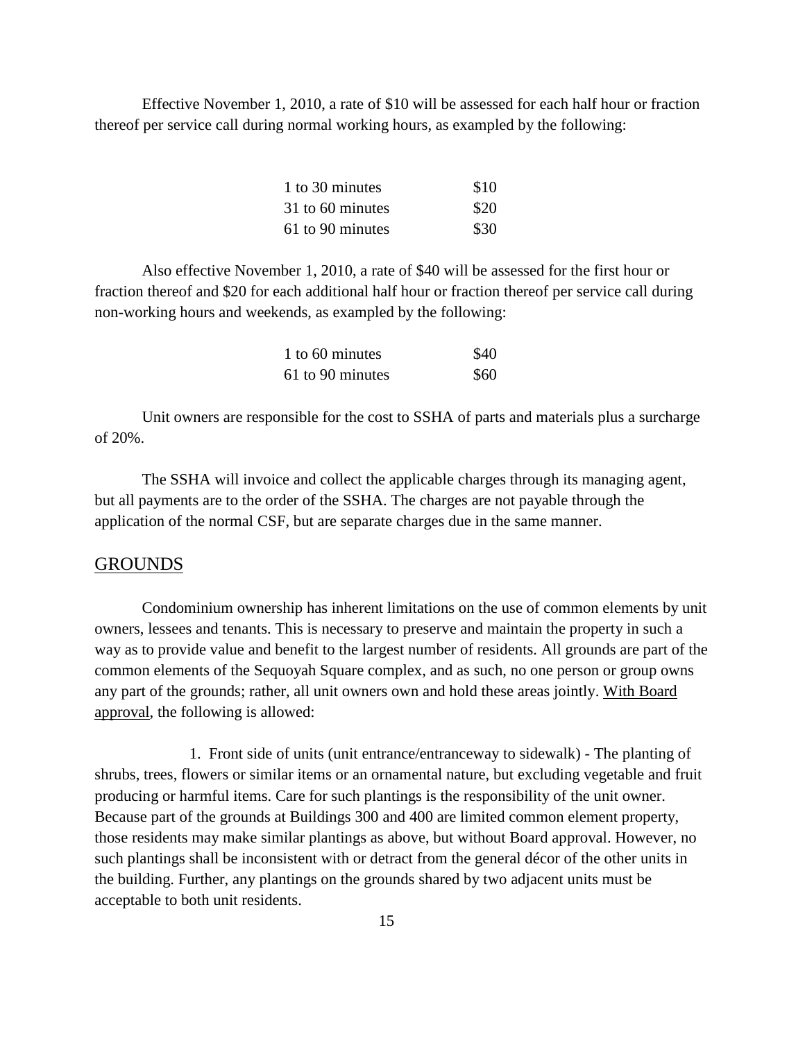Effective November 1, 2010, a rate of $10 will be assessed for each half hour or fraction thereof per service call during normal working hours, as exampled by the following:

| | |
|---|---|
| 1 to 30 minutes | $10 |
| 31 to 60 minutes | $20 |
| 61 to 90 minutes | $30 |

Also effective November 1, 2010, a rate of $40 will be assessed for the first hour or fraction thereof and $20 for each additional half hour or fraction thereof per service call during non-working hours and weekends, as exampled by the following:

| | |
|---|---|
| 1 to 60 minutes | $40 |
| 61 to 90 minutes | $60 |

Unit owners are responsible for the cost to SSHA of parts and materials plus a surcharge of 20%.

The SSHA will invoice and collect the applicable charges through its managing agent, but all payments are to the order of the SSHA. The charges are not payable through the application of the normal CSF, but are separate charges due in the same manner.

## GROUNDS

Condominium ownership has inherent limitations on the use of common elements by unit owners, lessees and tenants. This is necessary to preserve and maintain the property in such a way as to provide value and benefit to the largest number of residents. All grounds are part of the common elements of the Sequoyah Square complex, and as such, no one person or group owns any part of the grounds; rather, all unit owners own and hold these areas jointly. With Board approval, the following is allowed:

1. Front side of units (unit entrance/entranceway to sidewalk) - The planting of shrubs, trees, flowers or similar items or an ornamental nature, but excluding vegetable and fruit producing or harmful items. Care for such plantings is the responsibility of the unit owner. Because part of the grounds at Buildings 300 and 400 are limited common element property, those residents may make similar plantings as above, but without Board approval. However, no such plantings shall be inconsistent with or detract from the general décor of the other units in the building. Further, any plantings on the grounds shared by two adjacent units must be acceptable to both unit residents.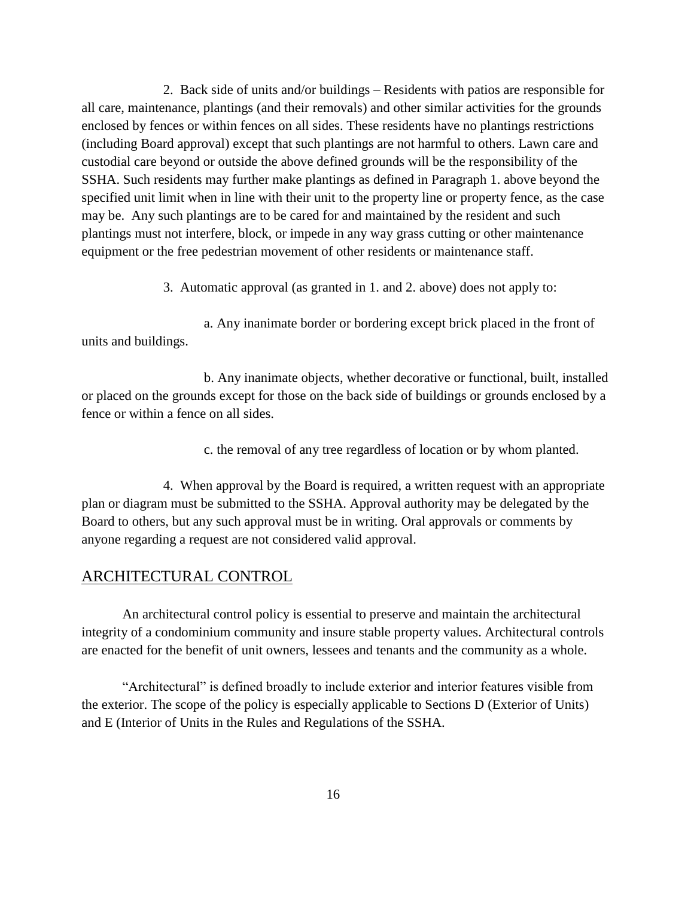2. Back side of units and/or buildings – Residents with patios are responsible for all care, maintenance, plantings (and their removals) and other similar activities for the grounds enclosed by fences or within fences on all sides. These residents have no plantings restrictions (including Board approval) except that such plantings are not harmful to others. Lawn care and custodial care beyond or outside the above defined grounds will be the responsibility of the SSHA. Such residents may further make plantings as defined in Paragraph 1. above beyond the specified unit limit when in line with their unit to the property line or property fence, as the case may be. Any such plantings are to be cared for and maintained by the resident and such plantings must not interfere, block, or impede in any way grass cutting or other maintenance equipment or the free pedestrian movement of other residents or maintenance staff.

3. Automatic approval (as granted in 1. and 2. above) does not apply to:

a. Any inanimate border or bordering except brick placed in the front of units and buildings.

b. Any inanimate objects, whether decorative or functional, built, installed or placed on the grounds except for those on the back side of buildings or grounds enclosed by a fence or within a fence on all sides.

c. the removal of any tree regardless of location or by whom planted.

4. When approval by the Board is required, a written request with an appropriate plan or diagram must be submitted to the SSHA. Approval authority may be delegated by the Board to others, but any such approval must be in writing. Oral approvals or comments by anyone regarding a request are not considered valid approval.

## ARCHITECTURAL CONTROL

An architectural control policy is essential to preserve and maintain the architectural integrity of a condominium community and insure stable property values. Architectural controls are enacted for the benefit of unit owners, lessees and tenants and the community as a whole.

"Architectural" is defined broadly to include exterior and interior features visible from the exterior. The scope of the policy is especially applicable to Sections D (Exterior of Units) and E (Interior of Units in the Rules and Regulations of the SSHA.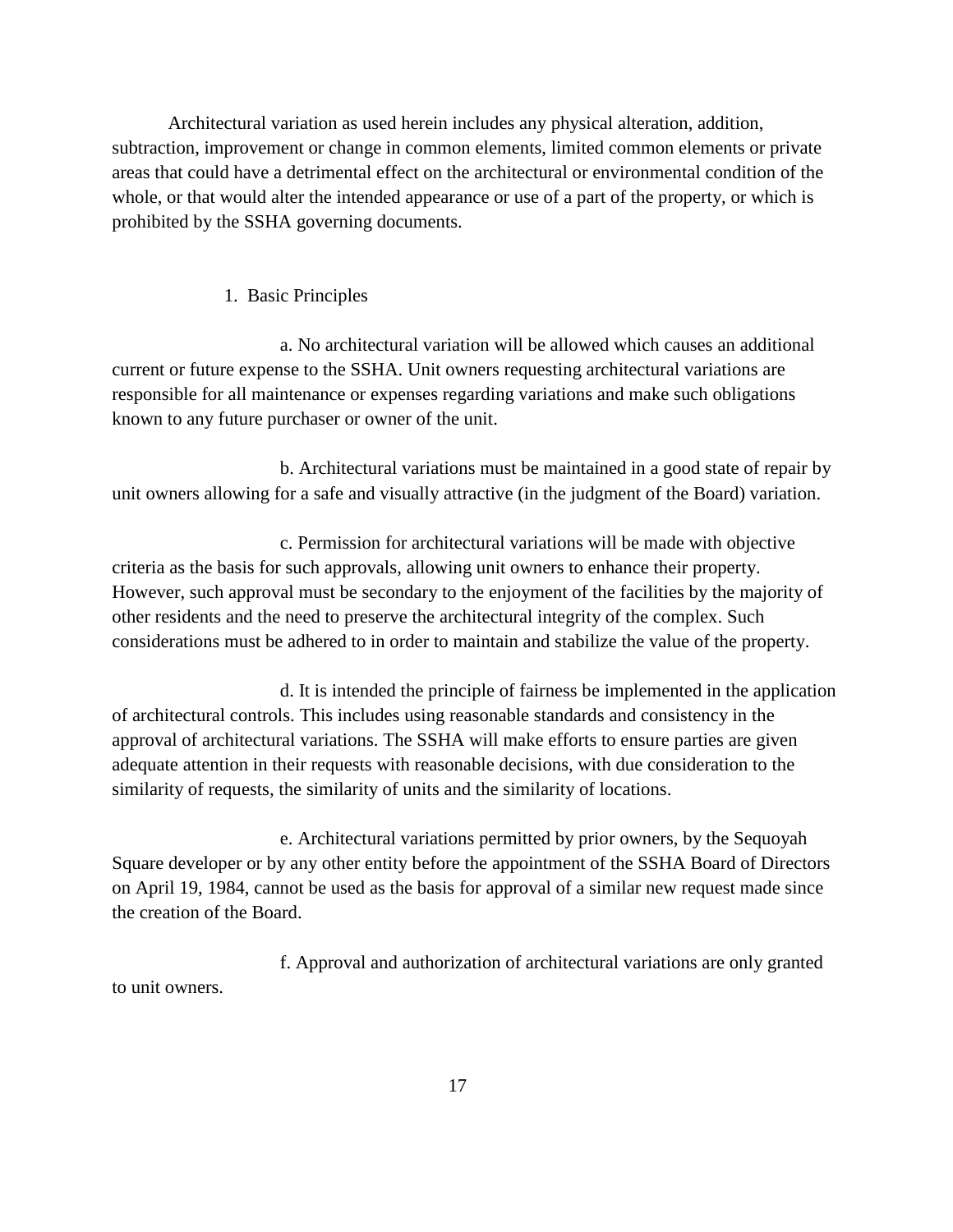Architectural variation as used herein includes any physical alteration, addition, subtraction, improvement or change in common elements, limited common elements or private areas that could have a detrimental effect on the architectural or environmental condition of the whole, or that would alter the intended appearance or use of a part of the property, or which is prohibited by the SSHA governing documents.

1. Basic Principles

a. No architectural variation will be allowed which causes an additional current or future expense to the SSHA. Unit owners requesting architectural variations are responsible for all maintenance or expenses regarding variations and make such obligations known to any future purchaser or owner of the unit.

b. Architectural variations must be maintained in a good state of repair by unit owners allowing for a safe and visually attractive (in the judgment of the Board) variation.

c. Permission for architectural variations will be made with objective criteria as the basis for such approvals, allowing unit owners to enhance their property. However, such approval must be secondary to the enjoyment of the facilities by the majority of other residents and the need to preserve the architectural integrity of the complex. Such considerations must be adhered to in order to maintain and stabilize the value of the property.

d. It is intended the principle of fairness be implemented in the application of architectural controls. This includes using reasonable standards and consistency in the approval of architectural variations. The SSHA will make efforts to ensure parties are given adequate attention in their requests with reasonable decisions, with due consideration to the similarity of requests, the similarity of units and the similarity of locations.

e. Architectural variations permitted by prior owners, by the Sequoyah Square developer or by any other entity before the appointment of the SSHA Board of Directors on April 19, 1984, cannot be used as the basis for approval of a similar new request made since the creation of the Board.

f. Approval and authorization of architectural variations are only granted to unit owners.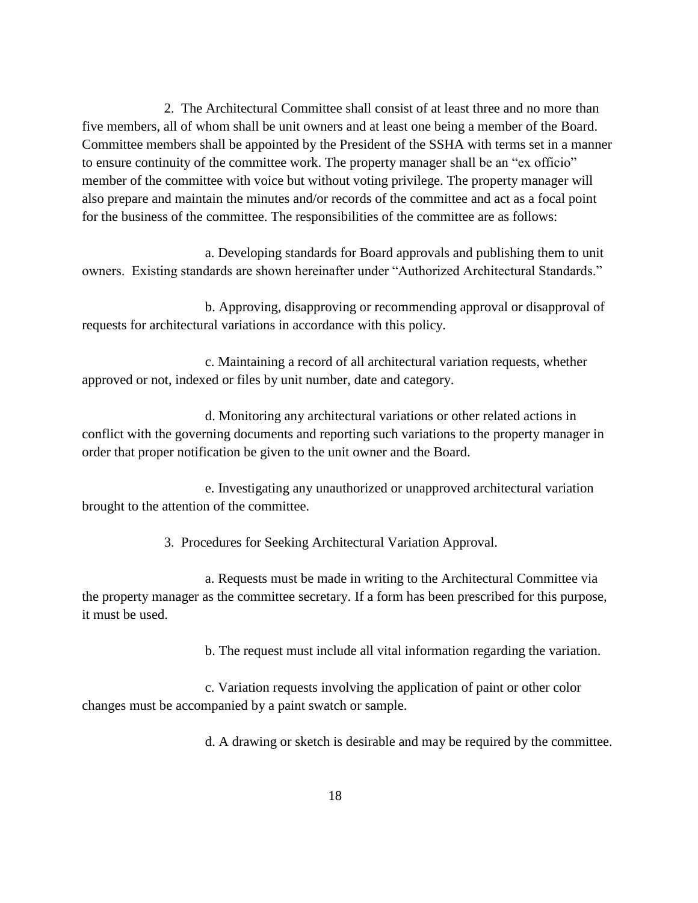2. The Architectural Committee shall consist of at least three and no more than five members, all of whom shall be unit owners and at least one being a member of the Board. Committee members shall be appointed by the President of the SSHA with terms set in a manner to ensure continuity of the committee work. The property manager shall be an "ex officio" member of the committee with voice but without voting privilege. The property manager will also prepare and maintain the minutes and/or records of the committee and act as a focal point for the business of the committee. The responsibilities of the committee are as follows:

a. Developing standards for Board approvals and publishing them to unit owners. Existing standards are shown hereinafter under "Authorized Architectural Standards."

b. Approving, disapproving or recommending approval or disapproval of requests for architectural variations in accordance with this policy.

c. Maintaining a record of all architectural variation requests, whether approved or not, indexed or files by unit number, date and category.

d. Monitoring any architectural variations or other related actions in conflict with the governing documents and reporting such variations to the property manager in order that proper notification be given to the unit owner and the Board.

e. Investigating any unauthorized or unapproved architectural variation brought to the attention of the committee.

3. Procedures for Seeking Architectural Variation Approval.

a. Requests must be made in writing to the Architectural Committee via the property manager as the committee secretary. If a form has been prescribed for this purpose, it must be used.

b. The request must include all vital information regarding the variation.

c. Variation requests involving the application of paint or other color changes must be accompanied by a paint swatch or sample.

d. A drawing or sketch is desirable and may be required by the committee.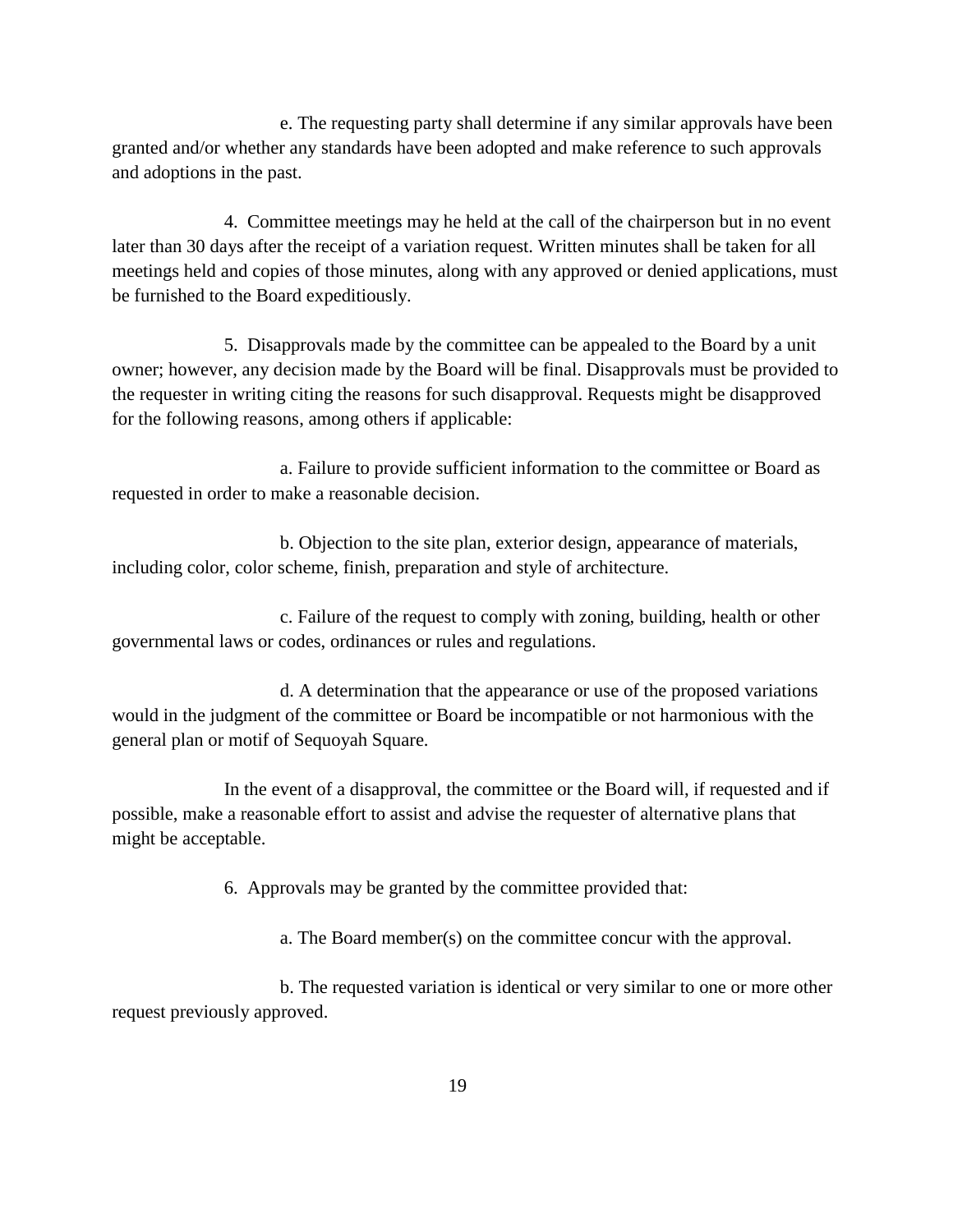e. The requesting party shall determine if any similar approvals have been granted and/or whether any standards have been adopted and make reference to such approvals and adoptions in the past.

4. Committee meetings may he held at the call of the chairperson but in no event later than 30 days after the receipt of a variation request. Written minutes shall be taken for all meetings held and copies of those minutes, along with any approved or denied applications, must be furnished to the Board expeditiously.

5. Disapprovals made by the committee can be appealed to the Board by a unit owner; however, any decision made by the Board will be final. Disapprovals must be provided to the requester in writing citing the reasons for such disapproval. Requests might be disapproved for the following reasons, among others if applicable:

a. Failure to provide sufficient information to the committee or Board as requested in order to make a reasonable decision.

b. Objection to the site plan, exterior design, appearance of materials, including color, color scheme, finish, preparation and style of architecture.

c. Failure of the request to comply with zoning, building, health or other governmental laws or codes, ordinances or rules and regulations.

d. A determination that the appearance or use of the proposed variations would in the judgment of the committee or Board be incompatible or not harmonious with the general plan or motif of Sequoyah Square.

In the event of a disapproval, the committee or the Board will, if requested and if possible, make a reasonable effort to assist and advise the requester of alternative plans that might be acceptable.

6. Approvals may be granted by the committee provided that:

a. The Board member(s) on the committee concur with the approval.

b. The requested variation is identical or very similar to one or more other request previously approved.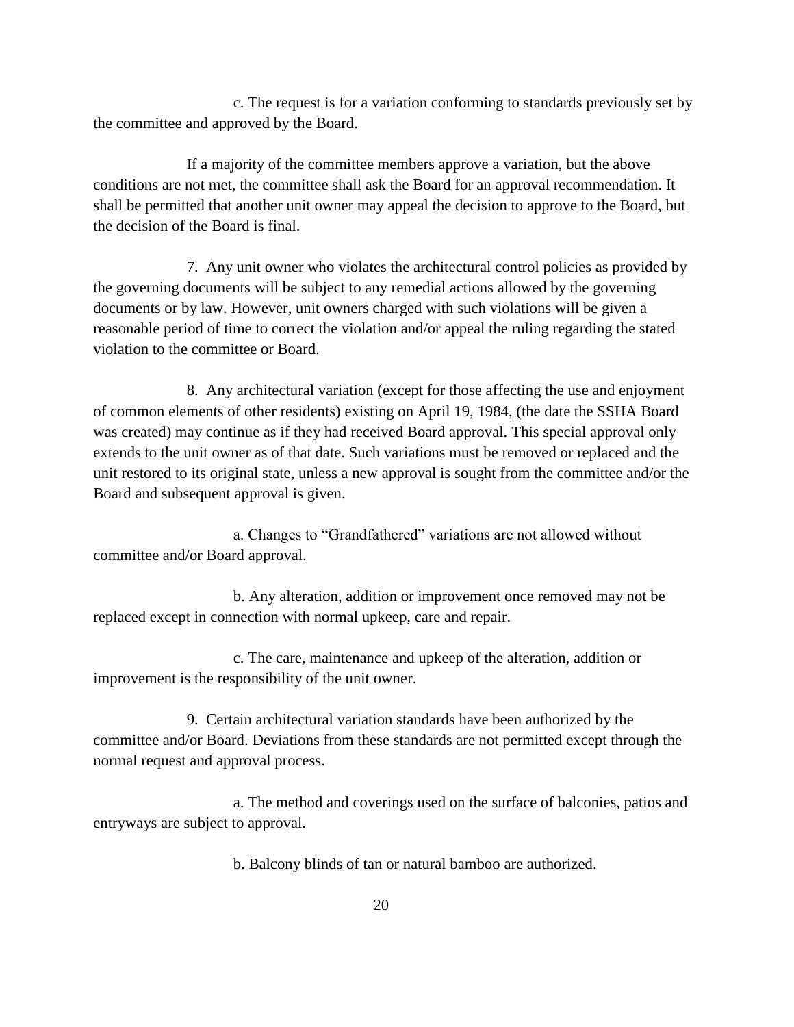c. The request is for a variation conforming to standards previously set by the committee and approved by the Board.

If a majority of the committee members approve a variation, but the above conditions are not met, the committee shall ask the Board for an approval recommendation. It shall be permitted that another unit owner may appeal the decision to approve to the Board, but the decision of the Board is final.

7. Any unit owner who violates the architectural control policies as provided by the governing documents will be subject to any remedial actions allowed by the governing documents or by law. However, unit owners charged with such violations will be given a reasonable period of time to correct the violation and/or appeal the ruling regarding the stated violation to the committee or Board.

8. Any architectural variation (except for those affecting the use and enjoyment of common elements of other residents) existing on April 19, 1984, (the date the SSHA Board was created) may continue as if they had received Board approval. This special approval only extends to the unit owner as of that date. Such variations must be removed or replaced and the unit restored to its original state, unless a new approval is sought from the committee and/or the Board and subsequent approval is given.

a. Changes to "Grandfathered" variations are not allowed without committee and/or Board approval.

b. Any alteration, addition or improvement once removed may not be replaced except in connection with normal upkeep, care and repair.

c. The care, maintenance and upkeep of the alteration, addition or improvement is the responsibility of the unit owner.

9. Certain architectural variation standards have been authorized by the committee and/or Board. Deviations from these standards are not permitted except through the normal request and approval process.

a. The method and coverings used on the surface of balconies, patios and entryways are subject to approval.

b. Balcony blinds of tan or natural bamboo are authorized.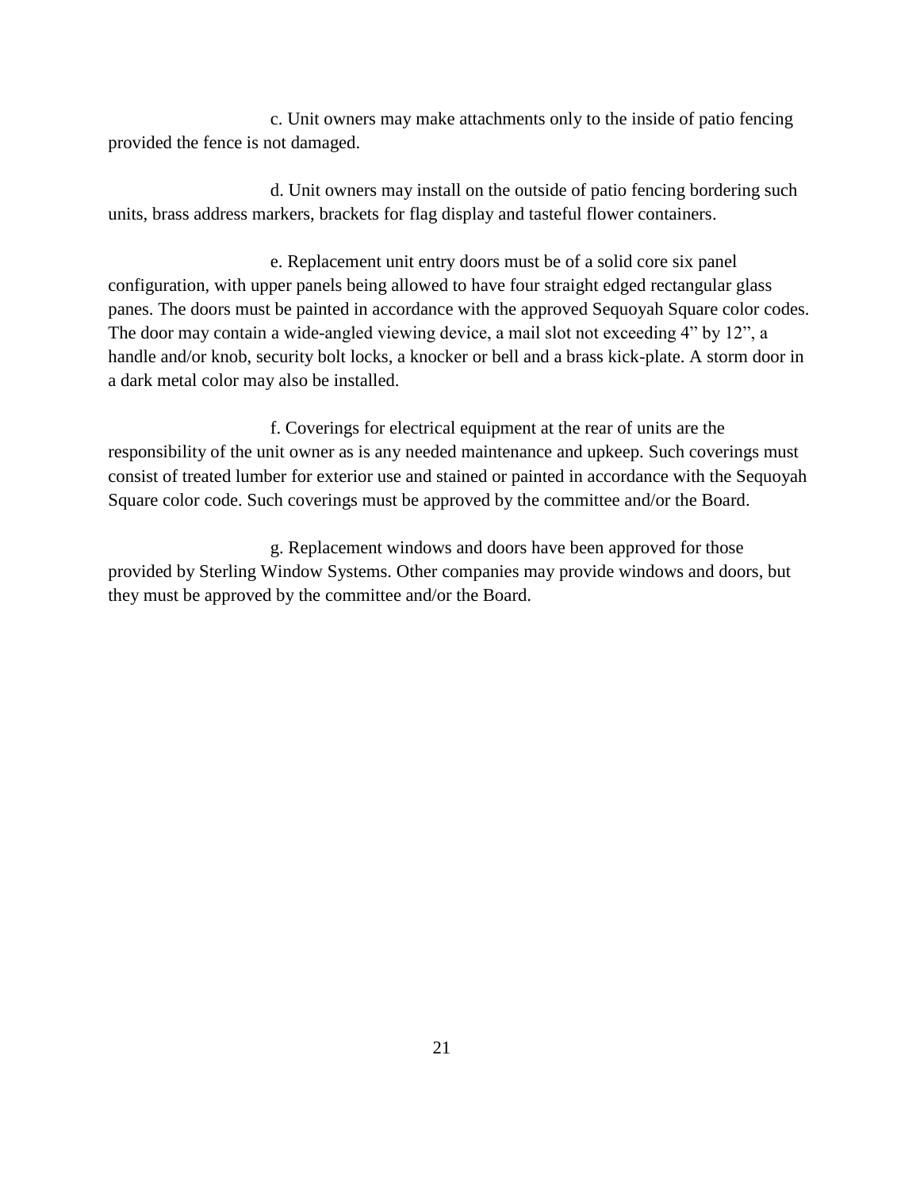c. Unit owners may make attachments only to the inside of patio fencing provided the fence is not damaged.

d. Unit owners may install on the outside of patio fencing bordering such units, brass address markers, brackets for flag display and tasteful flower containers.

e. Replacement unit entry doors must be of a solid core six panel configuration, with upper panels being allowed to have four straight edged rectangular glass panes. The doors must be painted in accordance with the approved Sequoyah Square color codes. The door may contain a wide-angled viewing device, a mail slot not exceeding 4" by 12", a handle and/or knob, security bolt locks, a knocker or bell and a brass kick-plate. A storm door in a dark metal color may also be installed.

f. Coverings for electrical equipment at the rear of units are the responsibility of the unit owner as is any needed maintenance and upkeep. Such coverings must consist of treated lumber for exterior use and stained or painted in accordance with the Sequoyah Square color code. Such coverings must be approved by the committee and/or the Board.

g. Replacement windows and doors have been approved for those provided by Sterling Window Systems. Other companies may provide windows and doors, but they must be approved by the committee and/or the Board.